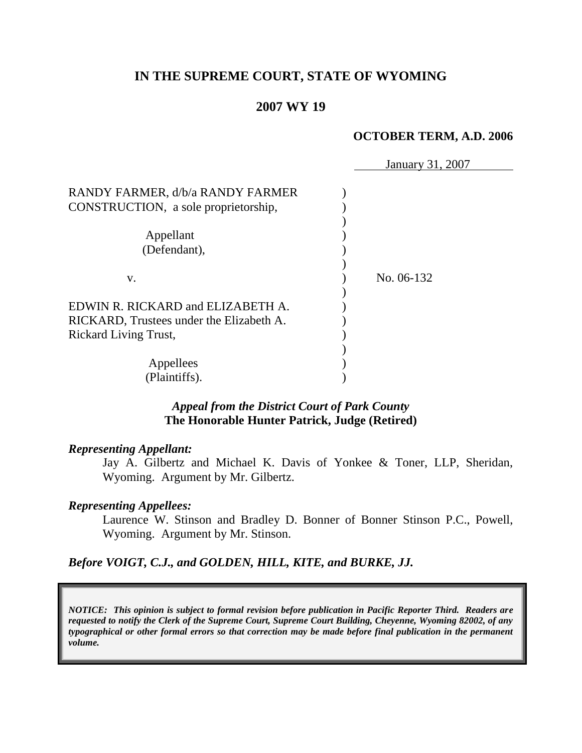# IN THE SUPREME COURT, STATE OF WYOMING

## 2007 WY 19

**OCTOBER TERM, A.D. 2006**

January 31, 2007

| | | |
|---|---|---|
| RANDY FARMER, d/b/a RANDY FARMER CONSTRUCTION, a sole proprietorship,<br><br>Appellant<br>(Defendant), | | |
| v. | | No. 06-132 |
| EDWIN R. RICKARD and ELIZABETH A. RICKARD, Trustees under the Elizabeth A. Rickard Living Trust,<br><br>Appellees<br>(Plaintiffs). | | |

***Appeal from the District Court of Park County***
**The Honorable Hunter Patrick, Judge (Retired)**

***Representing Appellant:***

Jay A. Gilbertz and Michael K. Davis of Yonkee & Toner, LLP, Sheridan, Wyoming. Argument by Mr. Gilbertz.

***Representing Appellees:***

Laurence W. Stinson and Bradley D. Bonner of Bonner Stinson P.C., Powell, Wyoming. Argument by Mr. Stinson.

***Before VOIGT, C.J., and GOLDEN, HILL, KITE, and BURKE, JJ.***

***NOTICE: This opinion is subject to formal revision before publication in Pacific Reporter Third. Readers are requested to notify the Clerk of the Supreme Court, Supreme Court Building, Cheyenne, Wyoming 82002, of any typographical or other formal errors so that correction may be made before final publication in the permanent volume.***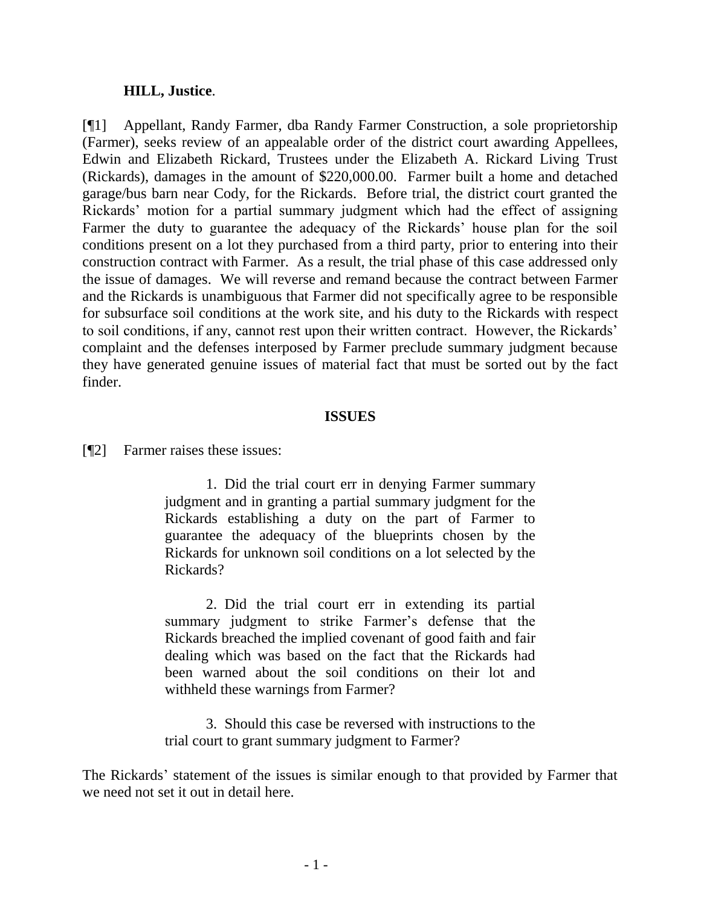**HILL, Justice**.

[¶1] Appellant, Randy Farmer, dba Randy Farmer Construction, a sole proprietorship (Farmer), seeks review of an appealable order of the district court awarding Appellees, Edwin and Elizabeth Rickard, Trustees under the Elizabeth A. Rickard Living Trust (Rickards), damages in the amount of $220,000.00. Farmer built a home and detached garage/bus barn near Cody, for the Rickards. Before trial, the district court granted the Rickards' motion for a partial summary judgment which had the effect of assigning Farmer the duty to guarantee the adequacy of the Rickards' house plan for the soil conditions present on a lot they purchased from a third party, prior to entering into their construction contract with Farmer. As a result, the trial phase of this case addressed only the issue of damages. We will reverse and remand because the contract between Farmer and the Rickards is unambiguous that Farmer did not specifically agree to be responsible for subsurface soil conditions at the work site, and his duty to the Rickards with respect to soil conditions, if any, cannot rest upon their written contract. However, the Rickards' complaint and the defenses interposed by Farmer preclude summary judgment because they have generated genuine issues of material fact that must be sorted out by the fact finder.

## ISSUES

[¶2] Farmer raises these issues:

> 1. Did the trial court err in denying Farmer summary judgment and in granting a partial summary judgment for the Rickards establishing a duty on the part of Farmer to guarantee the adequacy of the blueprints chosen by the Rickards for unknown soil conditions on a lot selected by the Rickards?
>
> 2. Did the trial court err in extending its partial summary judgment to strike Farmer's defense that the Rickards breached the implied covenant of good faith and fair dealing which was based on the fact that the Rickards had been warned about the soil conditions on their lot and withheld these warnings from Farmer?
>
> 3. Should this case be reversed with instructions to the trial court to grant summary judgment to Farmer?

The Rickards' statement of the issues is similar enough to that provided by Farmer that we need not set it out in detail here.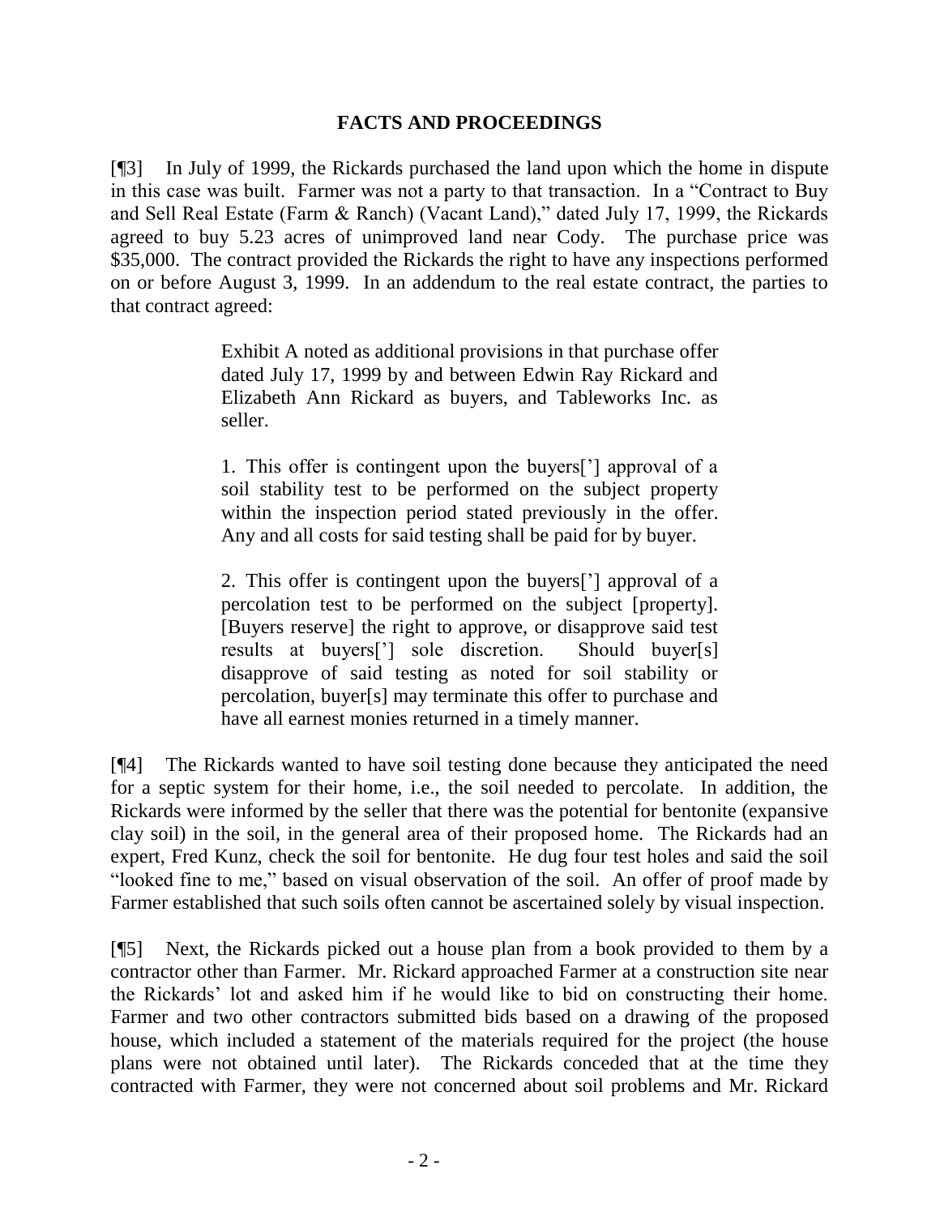## FACTS AND PROCEEDINGS

[¶3] In July of 1999, the Rickards purchased the land upon which the home in dispute in this case was built. Farmer was not a party to that transaction. In a "Contract to Buy and Sell Real Estate (Farm & Ranch) (Vacant Land)," dated July 17, 1999, the Rickards agreed to buy 5.23 acres of unimproved land near Cody. The purchase price was $35,000. The contract provided the Rickards the right to have any inspections performed on or before August 3, 1999. In an addendum to the real estate contract, the parties to that contract agreed:

> Exhibit A noted as additional provisions in that purchase offer dated July 17, 1999 by and between Edwin Ray Rickard and Elizabeth Ann Rickard as buyers, and Tableworks Inc. as seller.
>
> 1. This offer is contingent upon the buyers['] approval of a soil stability test to be performed on the subject property within the inspection period stated previously in the offer. Any and all costs for said testing shall be paid for by buyer.
>
> 2. This offer is contingent upon the buyers['] approval of a percolation test to be performed on the subject [property]. [Buyers reserve] the right to approve, or disapprove said test results at buyers['] sole discretion. Should buyer[s] disapprove of said testing as noted for soil stability or percolation, buyer[s] may terminate this offer to purchase and have all earnest monies returned in a timely manner.

[¶4] The Rickards wanted to have soil testing done because they anticipated the need for a septic system for their home, i.e., the soil needed to percolate. In addition, the Rickards were informed by the seller that there was the potential for bentonite (expansive clay soil) in the soil, in the general area of their proposed home. The Rickards had an expert, Fred Kunz, check the soil for bentonite. He dug four test holes and said the soil "looked fine to me," based on visual observation of the soil. An offer of proof made by Farmer established that such soils often cannot be ascertained solely by visual inspection.

[¶5] Next, the Rickards picked out a house plan from a book provided to them by a contractor other than Farmer. Mr. Rickard approached Farmer at a construction site near the Rickards' lot and asked him if he would like to bid on constructing their home. Farmer and two other contractors submitted bids based on a drawing of the proposed house, which included a statement of the materials required for the project (the house plans were not obtained until later). The Rickards conceded that at the time they contracted with Farmer, they were not concerned about soil problems and Mr. Rickard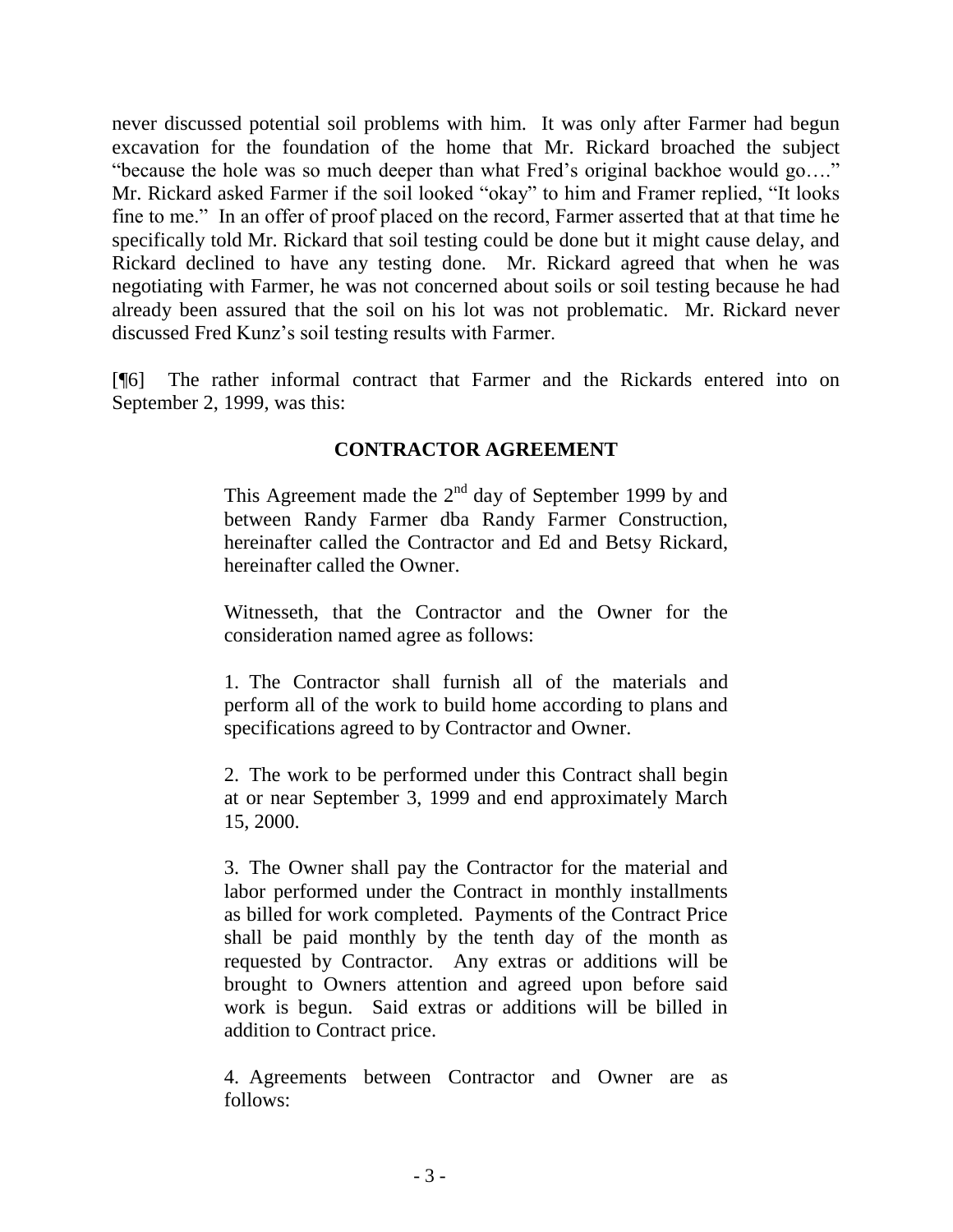never discussed potential soil problems with him. It was only after Farmer had begun excavation for the foundation of the home that Mr. Rickard broached the subject "because the hole was so much deeper than what Fred's original backhoe would go…." Mr. Rickard asked Farmer if the soil looked "okay" to him and Framer replied, "It looks fine to me." In an offer of proof placed on the record, Farmer asserted that at that time he specifically told Mr. Rickard that soil testing could be done but it might cause delay, and Rickard declined to have any testing done. Mr. Rickard agreed that when he was negotiating with Farmer, he was not concerned about soils or soil testing because he had already been assured that the soil on his lot was not problematic. Mr. Rickard never discussed Fred Kunz's soil testing results with Farmer.

[¶6] The rather informal contract that Farmer and the Rickards entered into on September 2, 1999, was this:

**CONTRACTOR AGREEMENT**

> This Agreement made the 2nd day of September 1999 by and between Randy Farmer dba Randy Farmer Construction, hereinafter called the Contractor and Ed and Betsy Rickard, hereinafter called the Owner.
>
> Witnesseth, that the Contractor and the Owner for the consideration named agree as follows:
>
> 1. The Contractor shall furnish all of the materials and perform all of the work to build home according to plans and specifications agreed to by Contractor and Owner.
>
> 2. The work to be performed under this Contract shall begin at or near September 3, 1999 and end approximately March 15, 2000.
>
> 3. The Owner shall pay the Contractor for the material and labor performed under the Contract in monthly installments as billed for work completed. Payments of the Contract Price shall be paid monthly by the tenth day of the month as requested by Contractor. Any extras or additions will be brought to Owners attention and agreed upon before said work is begun. Said extras or additions will be billed in addition to Contract price.
>
> 4. Agreements between Contractor and Owner are as follows: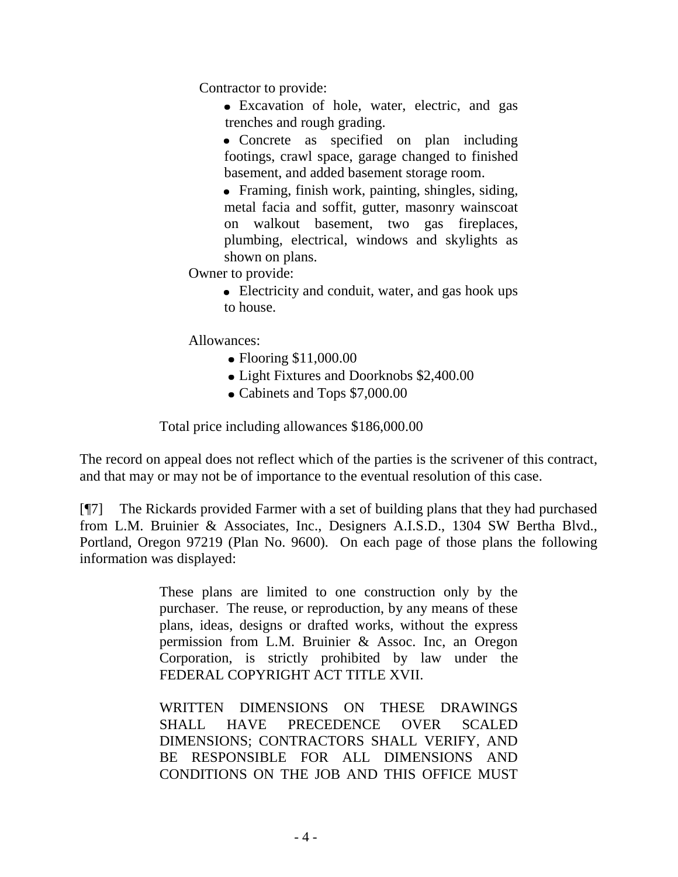> Contractor to provide:
>
> - Excavation of hole, water, electric, and gas trenches and rough grading.
> - Concrete as specified on plan including footings, crawl space, garage changed to finished basement, and added basement storage room.
> - Framing, finish work, painting, shingles, siding, metal facia and soffit, gutter, masonry wainscoat on walkout basement, two gas fireplaces, plumbing, electrical, windows and skylights as shown on plans.
>
> Owner to provide:
>
> - Electricity and conduit, water, and gas hook ups to house.
>
> Allowances:
>
> - Flooring $11,000.00
> - Light Fixtures and Doorknobs $2,400.00
> - Cabinets and Tops $7,000.00
>
> Total price including allowances $186,000.00

The record on appeal does not reflect which of the parties is the scrivener of this contract, and that may or may not be of importance to the eventual resolution of this case.

[¶7] The Rickards provided Farmer with a set of building plans that they had purchased from L.M. Bruinier & Associates, Inc., Designers A.I.S.D., 1304 SW Bertha Blvd., Portland, Oregon 97219 (Plan No. 9600). On each page of those plans the following information was displayed:

> These plans are limited to one construction only by the purchaser. The reuse, or reproduction, by any means of these plans, ideas, designs or drafted works, without the express permission from L.M. Bruinier & Assoc. Inc, an Oregon Corporation, is strictly prohibited by law under the FEDERAL COPYRIGHT ACT TITLE XVII.
>
> WRITTEN DIMENSIONS ON THESE DRAWINGS SHALL HAVE PRECEDENCE OVER SCALED DIMENSIONS; CONTRACTORS SHALL VERIFY, AND BE RESPONSIBLE FOR ALL DIMENSIONS AND CONDITIONS ON THE JOB AND THIS OFFICE MUST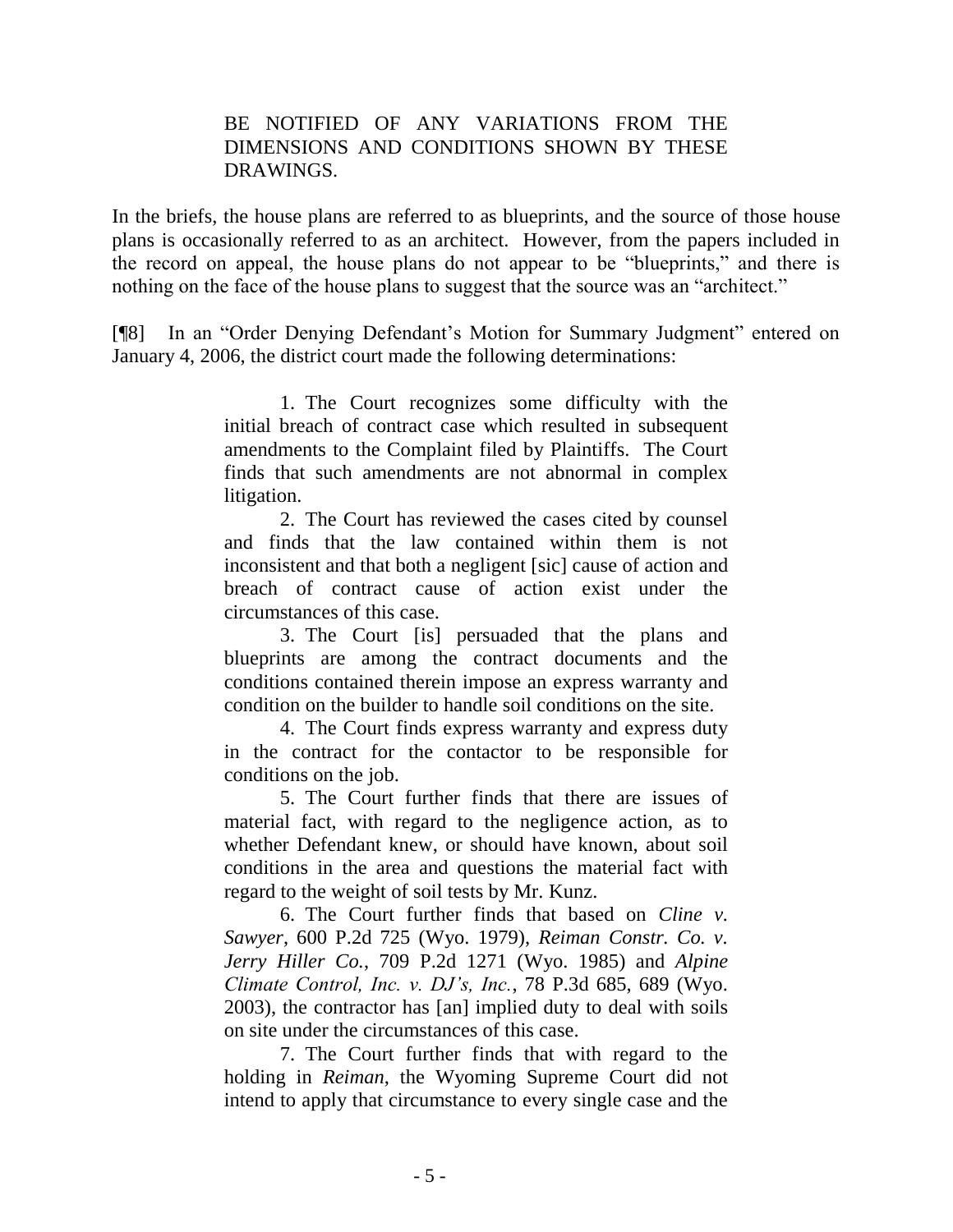> BE NOTIFIED OF ANY VARIATIONS FROM THE DIMENSIONS AND CONDITIONS SHOWN BY THESE DRAWINGS.

In the briefs, the house plans are referred to as blueprints, and the source of those house plans is occasionally referred to as an architect. However, from the papers included in the record on appeal, the house plans do not appear to be "blueprints," and there is nothing on the face of the house plans to suggest that the source was an "architect."

[¶8] In an "Order Denying Defendant's Motion for Summary Judgment" entered on January 4, 2006, the district court made the following determinations:

> 1. The Court recognizes some difficulty with the initial breach of contract case which resulted in subsequent amendments to the Complaint filed by Plaintiffs. The Court finds that such amendments are not abnormal in complex litigation.
>
> 2. The Court has reviewed the cases cited by counsel and finds that the law contained within them is not inconsistent and that both a negligent [sic] cause of action and breach of contract cause of action exist under the circumstances of this case.
>
> 3. The Court [is] persuaded that the plans and blueprints are among the contract documents and the conditions contained therein impose an express warranty and condition on the builder to handle soil conditions on the site.
>
> 4. The Court finds express warranty and express duty in the contract for the contactor to be responsible for conditions on the job.
>
> 5. The Court further finds that there are issues of material fact, with regard to the negligence action, as to whether Defendant knew, or should have known, about soil conditions in the area and questions the material fact with regard to the weight of soil tests by Mr. Kunz.
>
> 6. The Court further finds that based on *Cline v. Sawyer*, 600 P.2d 725 (Wyo. 1979), *Reiman Constr. Co. v. Jerry Hiller Co.*, 709 P.2d 1271 (Wyo. 1985) and *Alpine Climate Control, Inc. v. DJ's, Inc.*, 78 P.3d 685, 689 (Wyo. 2003), the contractor has [an] implied duty to deal with soils on site under the circumstances of this case.
>
> 7. The Court further finds that with regard to the holding in *Reiman*, the Wyoming Supreme Court did not intend to apply that circumstance to every single case and the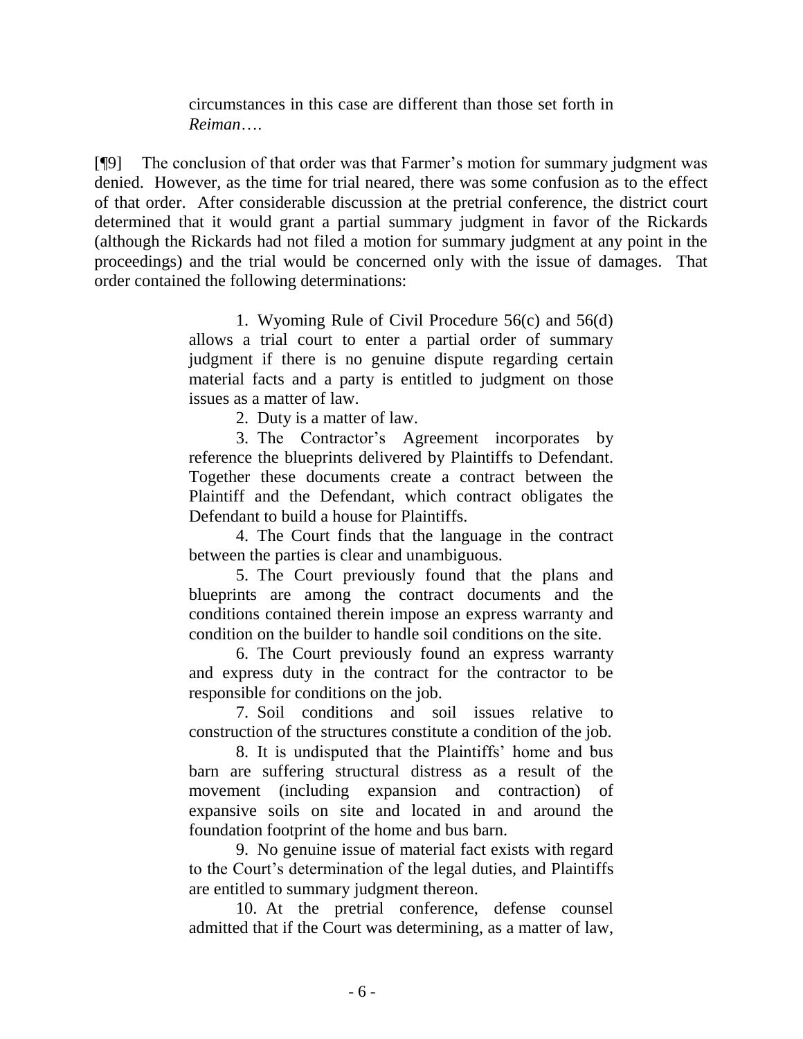> circumstances in this case are different than those set forth in *Reiman*….

[¶9] The conclusion of that order was that Farmer's motion for summary judgment was denied. However, as the time for trial neared, there was some confusion as to the effect of that order. After considerable discussion at the pretrial conference, the district court determined that it would grant a partial summary judgment in favor of the Rickards (although the Rickards had not filed a motion for summary judgment at any point in the proceedings) and the trial would be concerned only with the issue of damages. That order contained the following determinations:

> 1. Wyoming Rule of Civil Procedure 56(c) and 56(d) allows a trial court to enter a partial order of summary judgment if there is no genuine dispute regarding certain material facts and a party is entitled to judgment on those issues as a matter of law.
>
> 2. Duty is a matter of law.
>
> 3. The Contractor's Agreement incorporates by reference the blueprints delivered by Plaintiffs to Defendant. Together these documents create a contract between the Plaintiff and the Defendant, which contract obligates the Defendant to build a house for Plaintiffs.
>
> 4. The Court finds that the language in the contract between the parties is clear and unambiguous.
>
> 5. The Court previously found that the plans and blueprints are among the contract documents and the conditions contained therein impose an express warranty and condition on the builder to handle soil conditions on the site.
>
> 6. The Court previously found an express warranty and express duty in the contract for the contractor to be responsible for conditions on the job.
>
> 7. Soil conditions and soil issues relative to construction of the structures constitute a condition of the job.
>
> 8. It is undisputed that the Plaintiffs' home and bus barn are suffering structural distress as a result of the movement (including expansion and contraction) of expansive soils on site and located in and around the foundation footprint of the home and bus barn.
>
> 9. No genuine issue of material fact exists with regard to the Court's determination of the legal duties, and Plaintiffs are entitled to summary judgment thereon.
>
> 10. At the pretrial conference, defense counsel admitted that if the Court was determining, as a matter of law,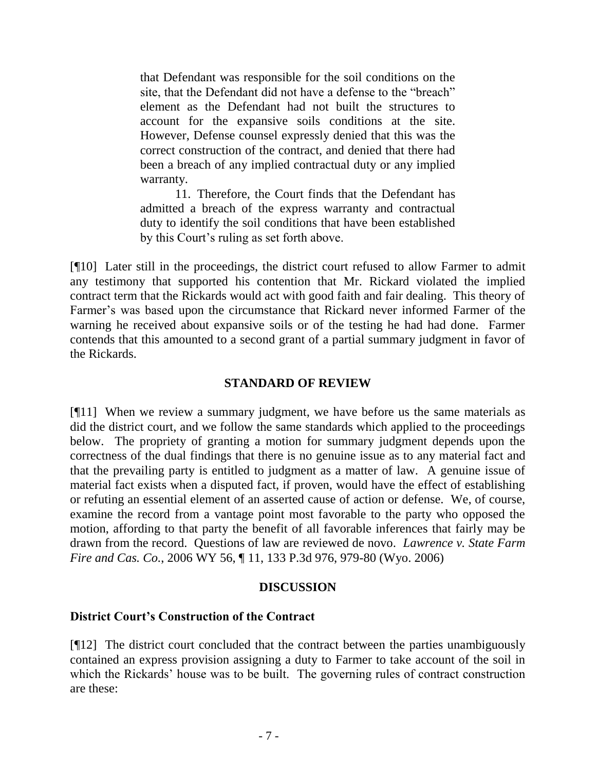> that Defendant was responsible for the soil conditions on the site, that the Defendant did not have a defense to the "breach" element as the Defendant had not built the structures to account for the expansive soils conditions at the site. However, Defense counsel expressly denied that this was the correct construction of the contract, and denied that there had been a breach of any implied contractual duty or any implied warranty.
>
> 11. Therefore, the Court finds that the Defendant has admitted a breach of the express warranty and contractual duty to identify the soil conditions that have been established by this Court's ruling as set forth above.

[¶10] Later still in the proceedings, the district court refused to allow Farmer to admit any testimony that supported his contention that Mr. Rickard violated the implied contract term that the Rickards would act with good faith and fair dealing. This theory of Farmer's was based upon the circumstance that Rickard never informed Farmer of the warning he received about expansive soils or of the testing he had had done. Farmer contends that this amounted to a second grant of a partial summary judgment in favor of the Rickards.

## STANDARD OF REVIEW

[¶11] When we review a summary judgment, we have before us the same materials as did the district court, and we follow the same standards which applied to the proceedings below. The propriety of granting a motion for summary judgment depends upon the correctness of the dual findings that there is no genuine issue as to any material fact and that the prevailing party is entitled to judgment as a matter of law. A genuine issue of material fact exists when a disputed fact, if proven, would have the effect of establishing or refuting an essential element of an asserted cause of action or defense. We, of course, examine the record from a vantage point most favorable to the party who opposed the motion, affording to that party the benefit of all favorable inferences that fairly may be drawn from the record. Questions of law are reviewed de novo. *Lawrence v. State Farm Fire and Cas. Co.*, 2006 WY 56, ¶ 11, 133 P.3d 976, 979-80 (Wyo. 2006)

## DISCUSSION

### District Court's Construction of the Contract

[¶12] The district court concluded that the contract between the parties unambiguously contained an express provision assigning a duty to Farmer to take account of the soil in which the Rickards' house was to be built. The governing rules of contract construction are these: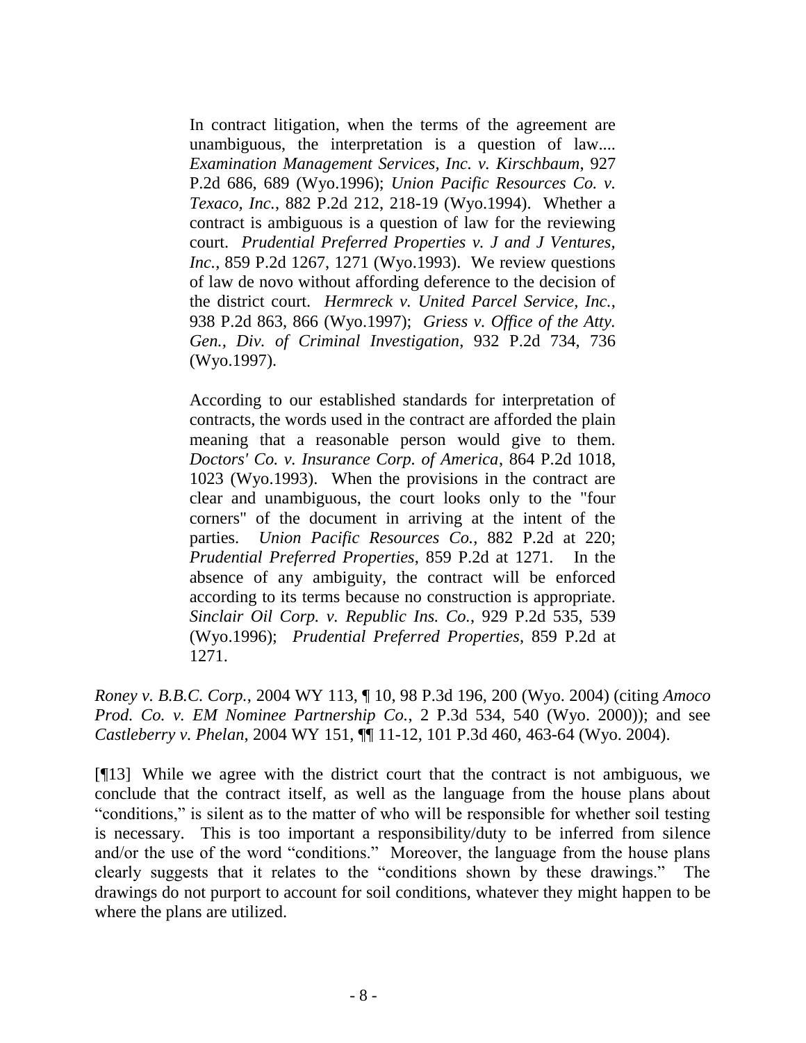> In contract litigation, when the terms of the agreement are unambiguous, the interpretation is a question of law.... *Examination Management Services, Inc. v. Kirschbaum*, 927 P.2d 686, 689 (Wyo.1996); *Union Pacific Resources Co. v. Texaco, Inc.*, 882 P.2d 212, 218-19 (Wyo.1994). Whether a contract is ambiguous is a question of law for the reviewing court. *Prudential Preferred Properties v. J and J Ventures, Inc.*, 859 P.2d 1267, 1271 (Wyo.1993). We review questions of law de novo without affording deference to the decision of the district court. *Hermreck v. United Parcel Service, Inc.*, 938 P.2d 863, 866 (Wyo.1997); *Griess v. Office of the Atty. Gen., Div. of Criminal Investigation*, 932 P.2d 734, 736 (Wyo.1997).
>
> According to our established standards for interpretation of contracts, the words used in the contract are afforded the plain meaning that a reasonable person would give to them. *Doctors' Co. v. Insurance Corp. of America*, 864 P.2d 1018, 1023 (Wyo.1993). When the provisions in the contract are clear and unambiguous, the court looks only to the "four corners" of the document in arriving at the intent of the parties. *Union Pacific Resources Co.*, 882 P.2d at 220; *Prudential Preferred Properties*, 859 P.2d at 1271. In the absence of any ambiguity, the contract will be enforced according to its terms because no construction is appropriate. *Sinclair Oil Corp. v. Republic Ins. Co.*, 929 P.2d 535, 539 (Wyo.1996); *Prudential Preferred Properties*, 859 P.2d at 1271.

*Roney v. B.B.C. Corp.*, 2004 WY 113, ¶ 10, 98 P.3d 196, 200 (Wyo. 2004) (citing *Amoco Prod. Co. v. EM Nominee Partnership Co.*, 2 P.3d 534, 540 (Wyo. 2000)); and see *Castleberry v. Phelan*, 2004 WY 151, ¶¶ 11-12, 101 P.3d 460, 463-64 (Wyo. 2004).

[¶13] While we agree with the district court that the contract is not ambiguous, we conclude that the contract itself, as well as the language from the house plans about "conditions," is silent as to the matter of who will be responsible for whether soil testing is necessary. This is too important a responsibility/duty to be inferred from silence and/or the use of the word "conditions." Moreover, the language from the house plans clearly suggests that it relates to the "conditions shown by these drawings." The drawings do not purport to account for soil conditions, whatever they might happen to be where the plans are utilized.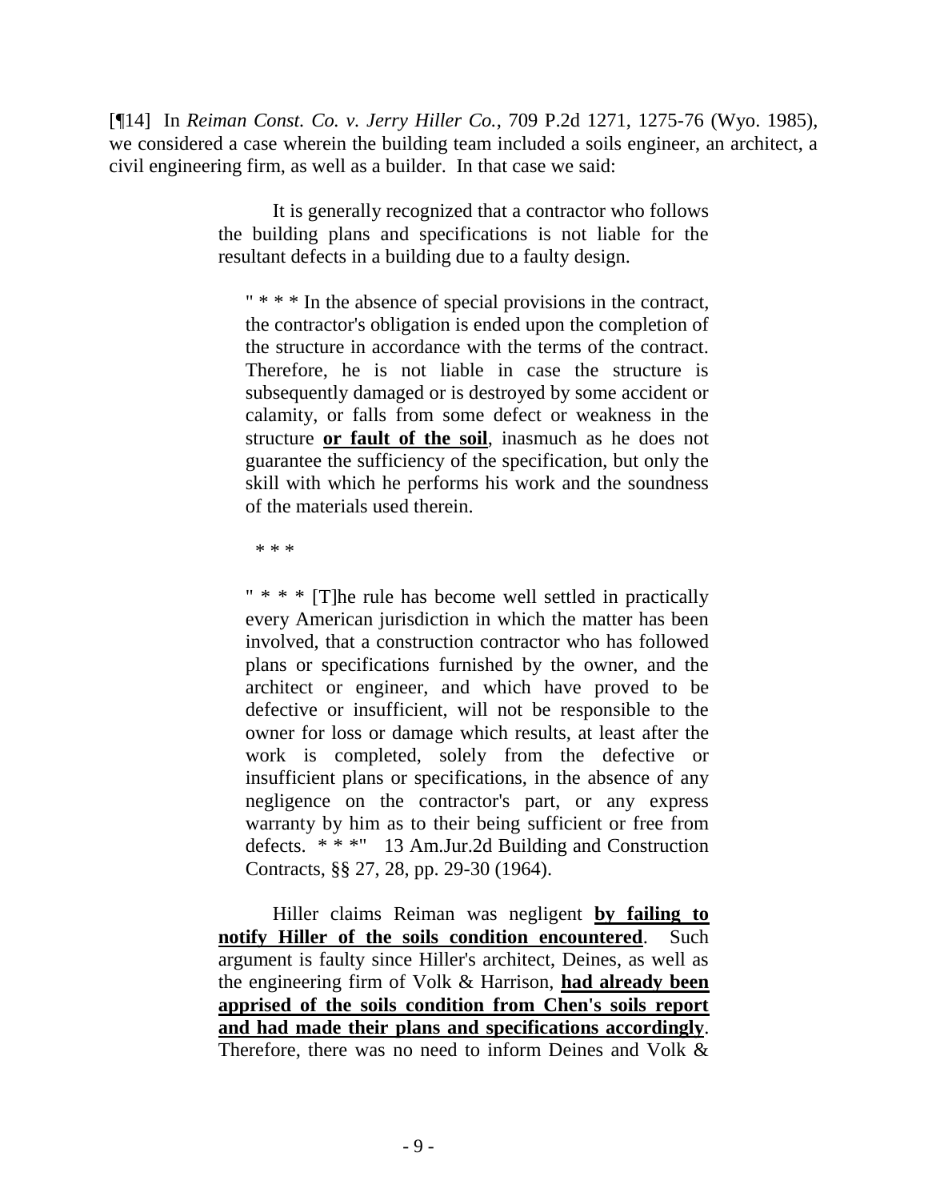[¶14] In *Reiman Const. Co. v. Jerry Hiller Co.*, 709 P.2d 1271, 1275-76 (Wyo. 1985), we considered a case wherein the building team included a soils engineer, an architect, a civil engineering firm, as well as a builder. In that case we said:

> It is generally recognized that a contractor who follows the building plans and specifications is not liable for the resultant defects in a building due to a faulty design.
>
> > " * * * In the absence of special provisions in the contract, the contractor's obligation is ended upon the completion of the structure in accordance with the terms of the contract. Therefore, he is not liable in case the structure is subsequently damaged or is destroyed by some accident or calamity, or falls from some defect or weakness in the structure **<u>or fault of the soil</u>**, inasmuch as he does not guarantee the sufficiency of the specification, but only the skill with which he performs his work and the soundness of the materials used therein.
> >
> > \* \* \*
> >
> > " * * * [T]he rule has become well settled in practically every American jurisdiction in which the matter has been involved, that a construction contractor who has followed plans or specifications furnished by the owner, and the architect or engineer, and which have proved to be defective or insufficient, will not be responsible to the owner for loss or damage which results, at least after the work is completed, solely from the defective or insufficient plans or specifications, in the absence of any negligence on the contractor's part, or any express warranty by him as to their being sufficient or free from defects. * * *" 13 Am.Jur.2d Building and Construction Contracts, §§ 27, 28, pp. 29-30 (1964).
>
> Hiller claims Reiman was negligent **<u>by failing to notify Hiller of the soils condition encountered</u>**. Such argument is faulty since Hiller's architect, Deines, as well as the engineering firm of Volk & Harrison, **<u>had already been apprised of the soils condition from Chen's soils report and had made their plans and specifications accordingly</u>**. Therefore, there was no need to inform Deines and Volk &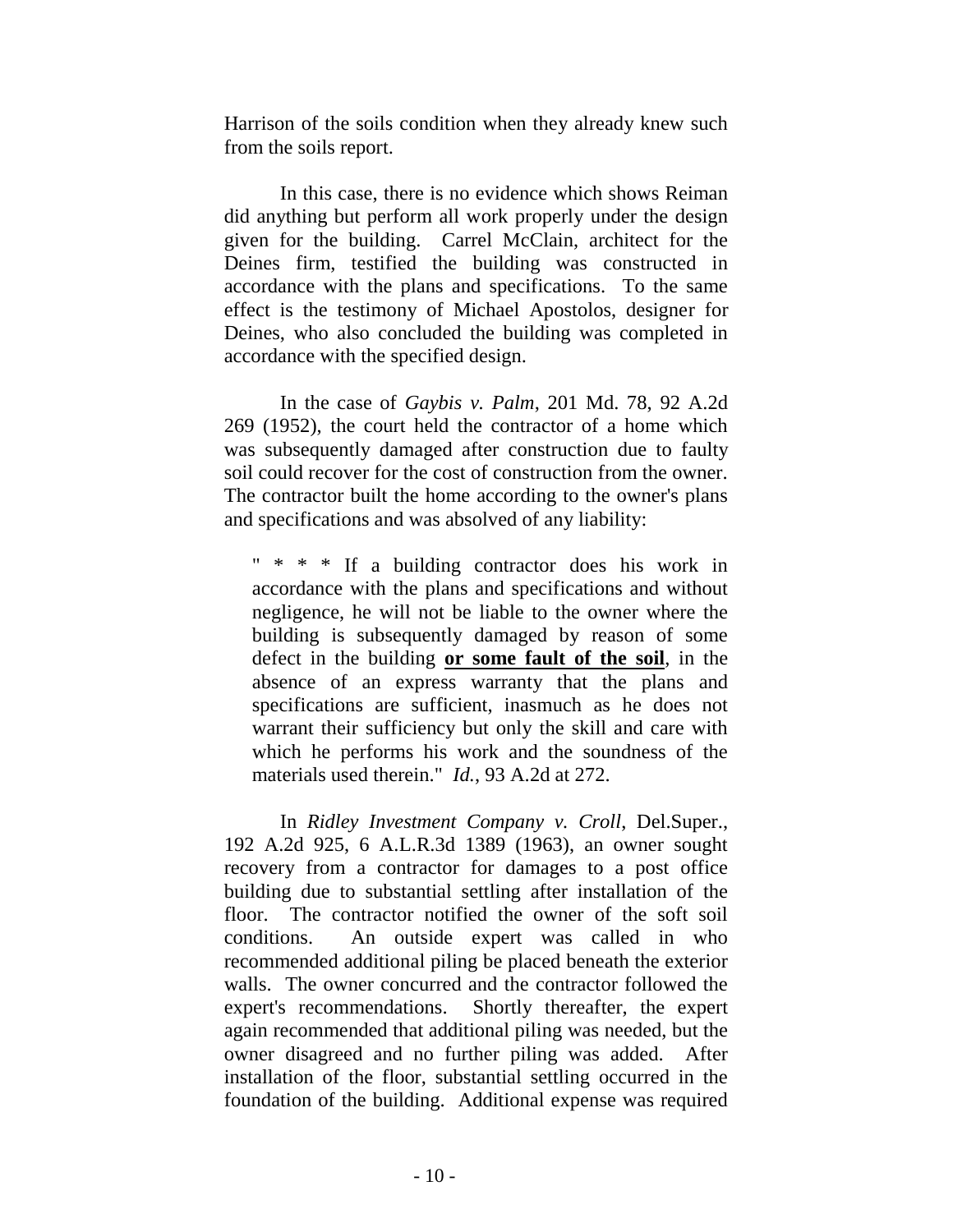Harrison of the soils condition when they already knew such from the soils report.

In this case, there is no evidence which shows Reiman did anything but perform all work properly under the design given for the building. Carrel McClain, architect for the Deines firm, testified the building was constructed in accordance with the plans and specifications. To the same effect is the testimony of Michael Apostolos, designer for Deines, who also concluded the building was completed in accordance with the specified design.

In the case of *Gaybis v. Palm*, 201 Md. 78, 92 A.2d 269 (1952), the court held the contractor of a home which was subsequently damaged after construction due to faulty soil could recover for the cost of construction from the owner. The contractor built the home according to the owner's plans and specifications and was absolved of any liability:

> " * * * If a building contractor does his work in accordance with the plans and specifications and without negligence, he will not be liable to the owner where the building is subsequently damaged by reason of some defect in the building <u>**or some fault of the soil**</u>, in the absence of an express warranty that the plans and specifications are sufficient, inasmuch as he does not warrant their sufficiency but only the skill and care with which he performs his work and the soundness of the materials used therein." *Id.*, 93 A.2d at 272.

In *Ridley Investment Company v. Croll*, Del.Super., 192 A.2d 925, 6 A.L.R.3d 1389 (1963), an owner sought recovery from a contractor for damages to a post office building due to substantial settling after installation of the floor. The contractor notified the owner of the soft soil conditions. An outside expert was called in who recommended additional piling be placed beneath the exterior walls. The owner concurred and the contractor followed the expert's recommendations. Shortly thereafter, the expert again recommended that additional piling was needed, but the owner disagreed and no further piling was added. After installation of the floor, substantial settling occurred in the foundation of the building. Additional expense was required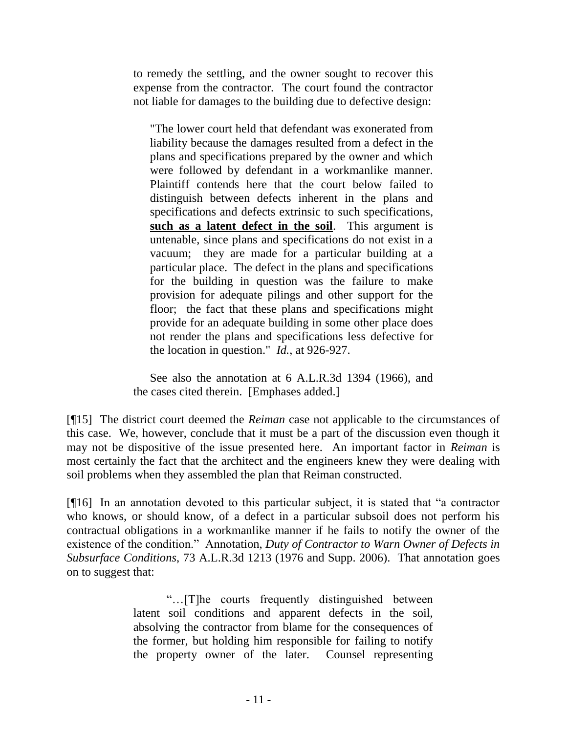to remedy the settling, and the owner sought to recover this expense from the contractor. The court found the contractor not liable for damages to the building due to defective design:

> "The lower court held that defendant was exonerated from liability because the damages resulted from a defect in the plans and specifications prepared by the owner and which were followed by defendant in a workmanlike manner. Plaintiff contends here that the court below failed to distinguish between defects inherent in the plans and specifications and defects extrinsic to such specifications, **<u>such as a latent defect in the soil</u>**. This argument is untenable, since plans and specifications do not exist in a vacuum; they are made for a particular building at a particular place. The defect in the plans and specifications for the building in question was the failure to make provision for adequate pilings and other support for the floor; the fact that these plans and specifications might provide for an adequate building in some other place does not render the plans and specifications less defective for the location in question." *Id.*, at 926-927.

See also the annotation at 6 A.L.R.3d 1394 (1966), and the cases cited therein. [Emphases added.]

[¶15] The district court deemed the *Reiman* case not applicable to the circumstances of this case. We, however, conclude that it must be a part of the discussion even though it may not be dispositive of the issue presented here. An important factor in *Reiman* is most certainly the fact that the architect and the engineers knew they were dealing with soil problems when they assembled the plan that Reiman constructed.

[¶16] In an annotation devoted to this particular subject, it is stated that "a contractor who knows, or should know, of a defect in a particular subsoil does not perform his contractual obligations in a workmanlike manner if he fails to notify the owner of the existence of the condition." Annotation, *Duty of Contractor to Warn Owner of Defects in Subsurface Conditions*, 73 A.L.R.3d 1213 (1976 and Supp. 2006). That annotation goes on to suggest that:

> "…[T]he courts frequently distinguished between latent soil conditions and apparent defects in the soil, absolving the contractor from blame for the consequences of the former, but holding him responsible for failing to notify the property owner of the later. Counsel representing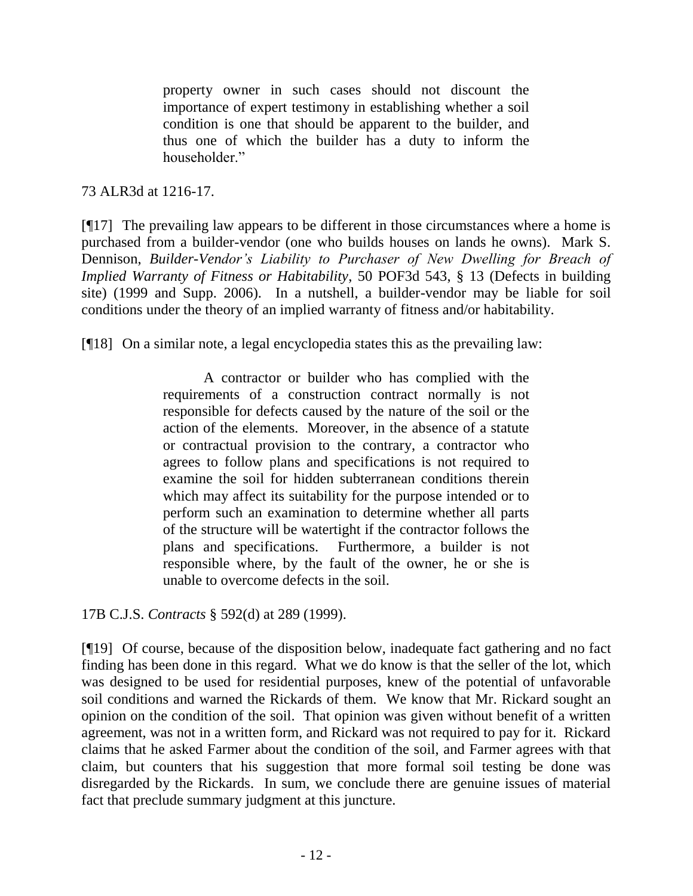> property owner in such cases should not discount the importance of expert testimony in establishing whether a soil condition is one that should be apparent to the builder, and thus one of which the builder has a duty to inform the householder."

73 ALR3d at 1216-17.

[¶17] The prevailing law appears to be different in those circumstances where a home is purchased from a builder-vendor (one who builds houses on lands he owns). Mark S. Dennison, *Builder-Vendor's Liability to Purchaser of New Dwelling for Breach of Implied Warranty of Fitness or Habitability*, 50 POF3d 543, § 13 (Defects in building site) (1999 and Supp. 2006). In a nutshell, a builder-vendor may be liable for soil conditions under the theory of an implied warranty of fitness and/or habitability.

[¶18] On a similar note, a legal encyclopedia states this as the prevailing law:

> A contractor or builder who has complied with the requirements of a construction contract normally is not responsible for defects caused by the nature of the soil or the action of the elements. Moreover, in the absence of a statute or contractual provision to the contrary, a contractor who agrees to follow plans and specifications is not required to examine the soil for hidden subterranean conditions therein which may affect its suitability for the purpose intended or to perform such an examination to determine whether all parts of the structure will be watertight if the contractor follows the plans and specifications. Furthermore, a builder is not responsible where, by the fault of the owner, he or she is unable to overcome defects in the soil.

17B C.J.S. *Contracts* § 592(d) at 289 (1999).

[¶19] Of course, because of the disposition below, inadequate fact gathering and no fact finding has been done in this regard. What we do know is that the seller of the lot, which was designed to be used for residential purposes, knew of the potential of unfavorable soil conditions and warned the Rickards of them. We know that Mr. Rickard sought an opinion on the condition of the soil. That opinion was given without benefit of a written agreement, was not in a written form, and Rickard was not required to pay for it. Rickard claims that he asked Farmer about the condition of the soil, and Farmer agrees with that claim, but counters that his suggestion that more formal soil testing be done was disregarded by the Rickards. In sum, we conclude there are genuine issues of material fact that preclude summary judgment at this juncture.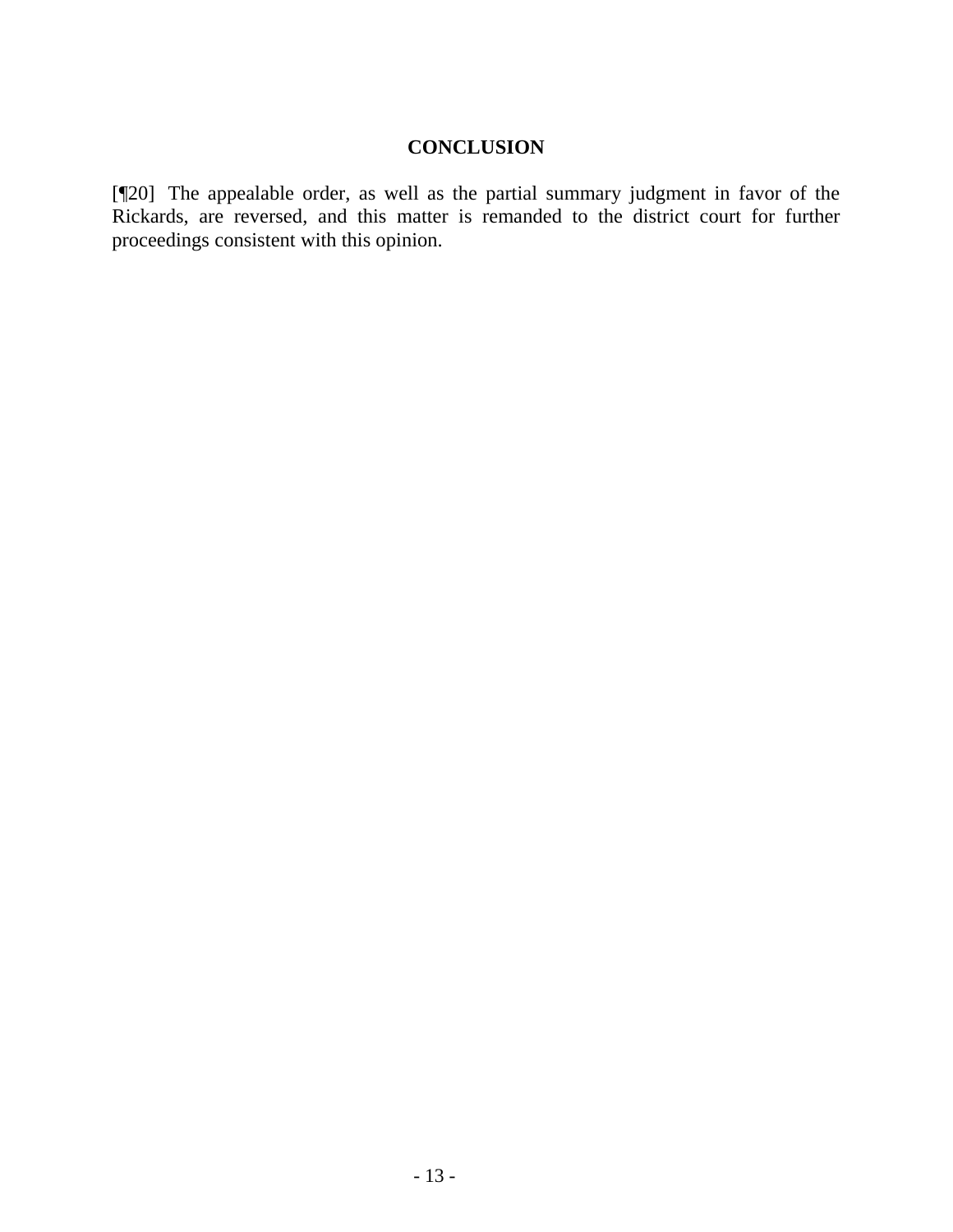## CONCLUSION

[¶20] The appealable order, as well as the partial summary judgment in favor of the Rickards, are reversed, and this matter is remanded to the district court for further proceedings consistent with this opinion.